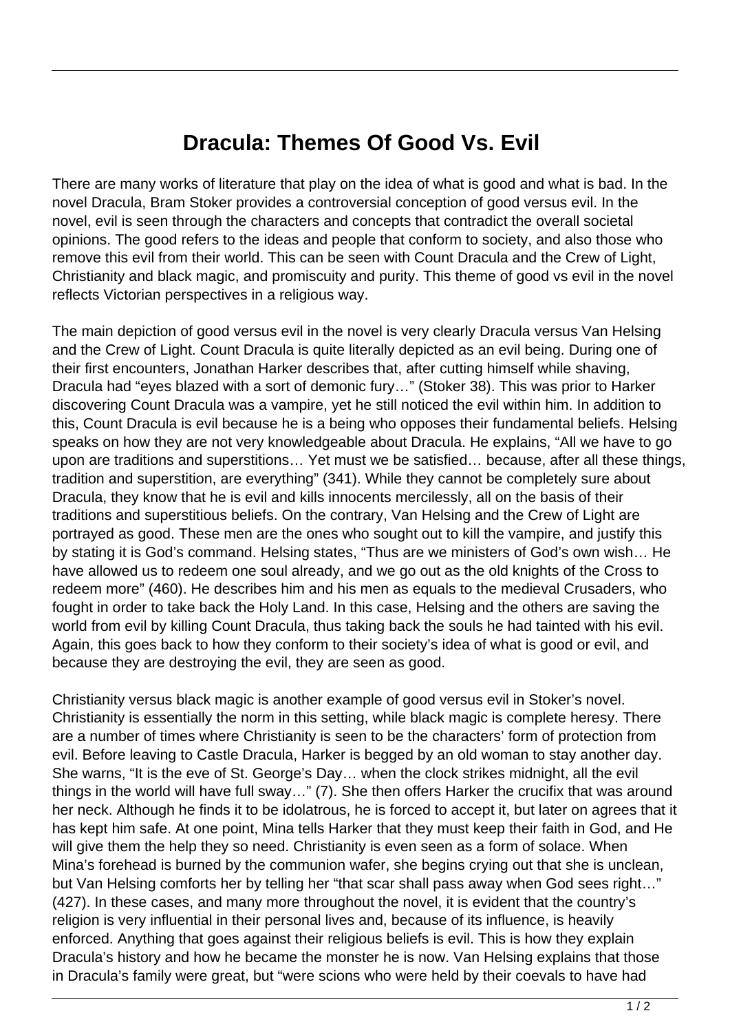# Dracula: Themes Of Good Vs. Evil

There are many works of literature that play on the idea of what is good and what is bad. In the novel Dracula, Bram Stoker provides a controversial conception of good versus evil. In the novel, evil is seen through the characters and concepts that contradict the overall societal opinions. The good refers to the ideas and people that conform to society, and also those who remove this evil from their world. This can be seen with Count Dracula and the Crew of Light, Christianity and black magic, and promiscuity and purity. This theme of good vs evil in the novel reflects Victorian perspectives in a religious way.

The main depiction of good versus evil in the novel is very clearly Dracula versus Van Helsing and the Crew of Light. Count Dracula is quite literally depicted as an evil being. During one of their first encounters, Jonathan Harker describes that, after cutting himself while shaving, Dracula had "eyes blazed with a sort of demonic fury…" (Stoker 38). This was prior to Harker discovering Count Dracula was a vampire, yet he still noticed the evil within him. In addition to this, Count Dracula is evil because he is a being who opposes their fundamental beliefs. Helsing speaks on how they are not very knowledgeable about Dracula. He explains, "All we have to go upon are traditions and superstitions… Yet must we be satisfied… because, after all these things, tradition and superstition, are everything" (341). While they cannot be completely sure about Dracula, they know that he is evil and kills innocents mercilessly, all on the basis of their traditions and superstitious beliefs. On the contrary, Van Helsing and the Crew of Light are portrayed as good. These men are the ones who sought out to kill the vampire, and justify this by stating it is God's command. Helsing states, "Thus are we ministers of God's own wish… He have allowed us to redeem one soul already, and we go out as the old knights of the Cross to redeem more" (460). He describes him and his men as equals to the medieval Crusaders, who fought in order to take back the Holy Land. In this case, Helsing and the others are saving the world from evil by killing Count Dracula, thus taking back the souls he had tainted with his evil. Again, this goes back to how they conform to their society's idea of what is good or evil, and because they are destroying the evil, they are seen as good.

Christianity versus black magic is another example of good versus evil in Stoker's novel. Christianity is essentially the norm in this setting, while black magic is complete heresy. There are a number of times where Christianity is seen to be the characters' form of protection from evil. Before leaving to Castle Dracula, Harker is begged by an old woman to stay another day. She warns, "It is the eve of St. George's Day… when the clock strikes midnight, all the evil things in the world will have full sway…" (7). She then offers Harker the crucifix that was around her neck. Although he finds it to be idolatrous, he is forced to accept it, but later on agrees that it has kept him safe. At one point, Mina tells Harker that they must keep their faith in God, and He will give them the help they so need. Christianity is even seen as a form of solace. When Mina's forehead is burned by the communion wafer, she begins crying out that she is unclean, but Van Helsing comforts her by telling her "that scar shall pass away when God sees right…" (427). In these cases, and many more throughout the novel, it is evident that the country's religion is very influential in their personal lives and, because of its influence, is heavily enforced. Anything that goes against their religious beliefs is evil. This is how they explain Dracula's history and how he became the monster he is now. Van Helsing explains that those in Dracula's family were great, but "were scions who were held by their coevals to have had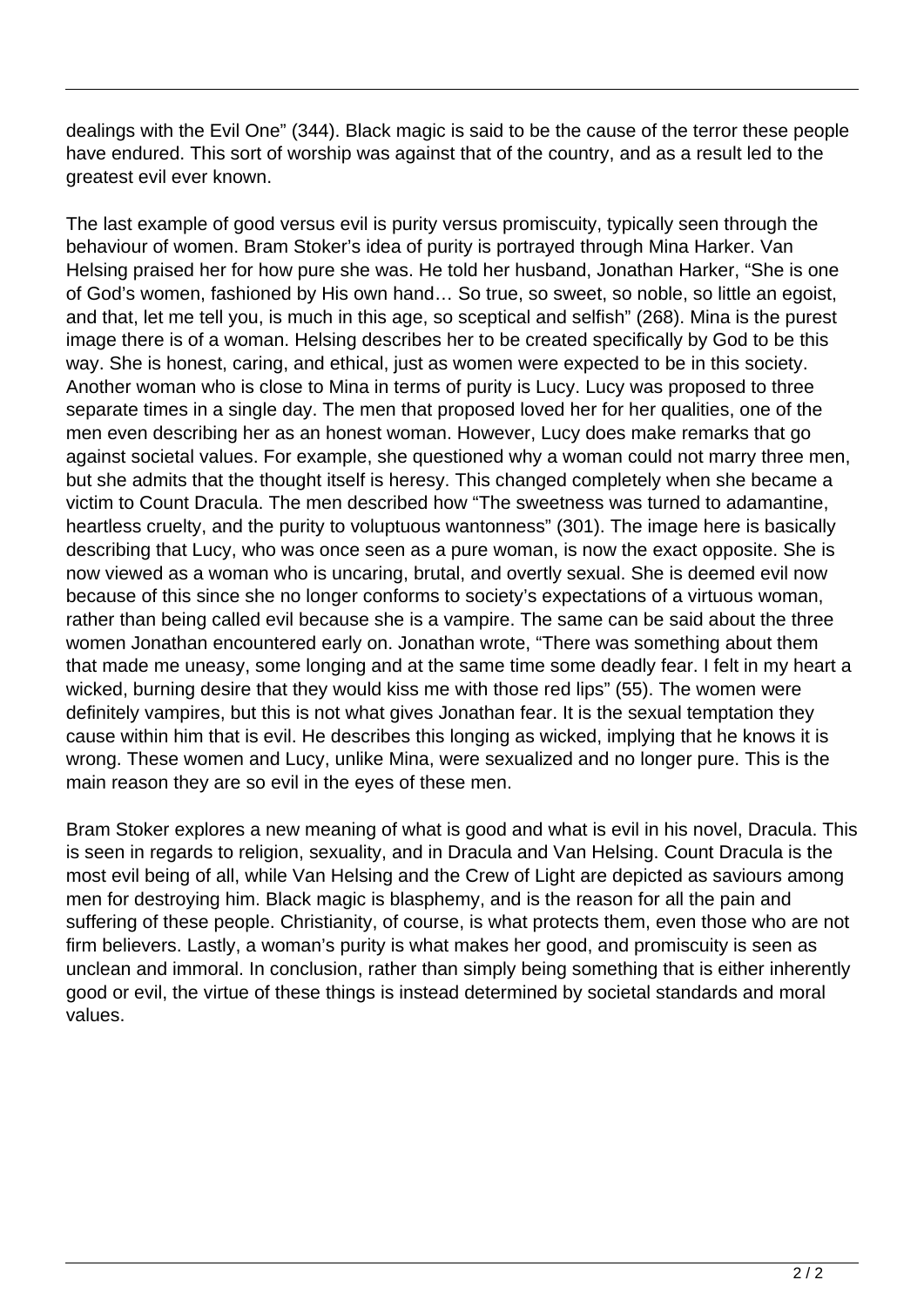dealings with the Evil One" (344). Black magic is said to be the cause of the terror these people have endured. This sort of worship was against that of the country, and as a result led to the greatest evil ever known.

The last example of good versus evil is purity versus promiscuity, typically seen through the behaviour of women. Bram Stoker's idea of purity is portrayed through Mina Harker. Van Helsing praised her for how pure she was. He told her husband, Jonathan Harker, "She is one of God's women, fashioned by His own hand… So true, so sweet, so noble, so little an egoist, and that, let me tell you, is much in this age, so sceptical and selfish" (268). Mina is the purest image there is of a woman. Helsing describes her to be created specifically by God to be this way. She is honest, caring, and ethical, just as women were expected to be in this society. Another woman who is close to Mina in terms of purity is Lucy. Lucy was proposed to three separate times in a single day. The men that proposed loved her for her qualities, one of the men even describing her as an honest woman. However, Lucy does make remarks that go against societal values. For example, she questioned why a woman could not marry three men, but she admits that the thought itself is heresy. This changed completely when she became a victim to Count Dracula. The men described how "The sweetness was turned to adamantine, heartless cruelty, and the purity to voluptuous wantonness" (301). The image here is basically describing that Lucy, who was once seen as a pure woman, is now the exact opposite. She is now viewed as a woman who is uncaring, brutal, and overtly sexual. She is deemed evil now because of this since she no longer conforms to society's expectations of a virtuous woman, rather than being called evil because she is a vampire. The same can be said about the three women Jonathan encountered early on. Jonathan wrote, "There was something about them that made me uneasy, some longing and at the same time some deadly fear. I felt in my heart a wicked, burning desire that they would kiss me with those red lips" (55). The women were definitely vampires, but this is not what gives Jonathan fear. It is the sexual temptation they cause within him that is evil. He describes this longing as wicked, implying that he knows it is wrong. These women and Lucy, unlike Mina, were sexualized and no longer pure. This is the main reason they are so evil in the eyes of these men.

Bram Stoker explores a new meaning of what is good and what is evil in his novel, Dracula. This is seen in regards to religion, sexuality, and in Dracula and Van Helsing. Count Dracula is the most evil being of all, while Van Helsing and the Crew of Light are depicted as saviours among men for destroying him. Black magic is blasphemy, and is the reason for all the pain and suffering of these people. Christianity, of course, is what protects them, even those who are not firm believers. Lastly, a woman's purity is what makes her good, and promiscuity is seen as unclean and immoral. In conclusion, rather than simply being something that is either inherently good or evil, the virtue of these things is instead determined by societal standards and moral values.